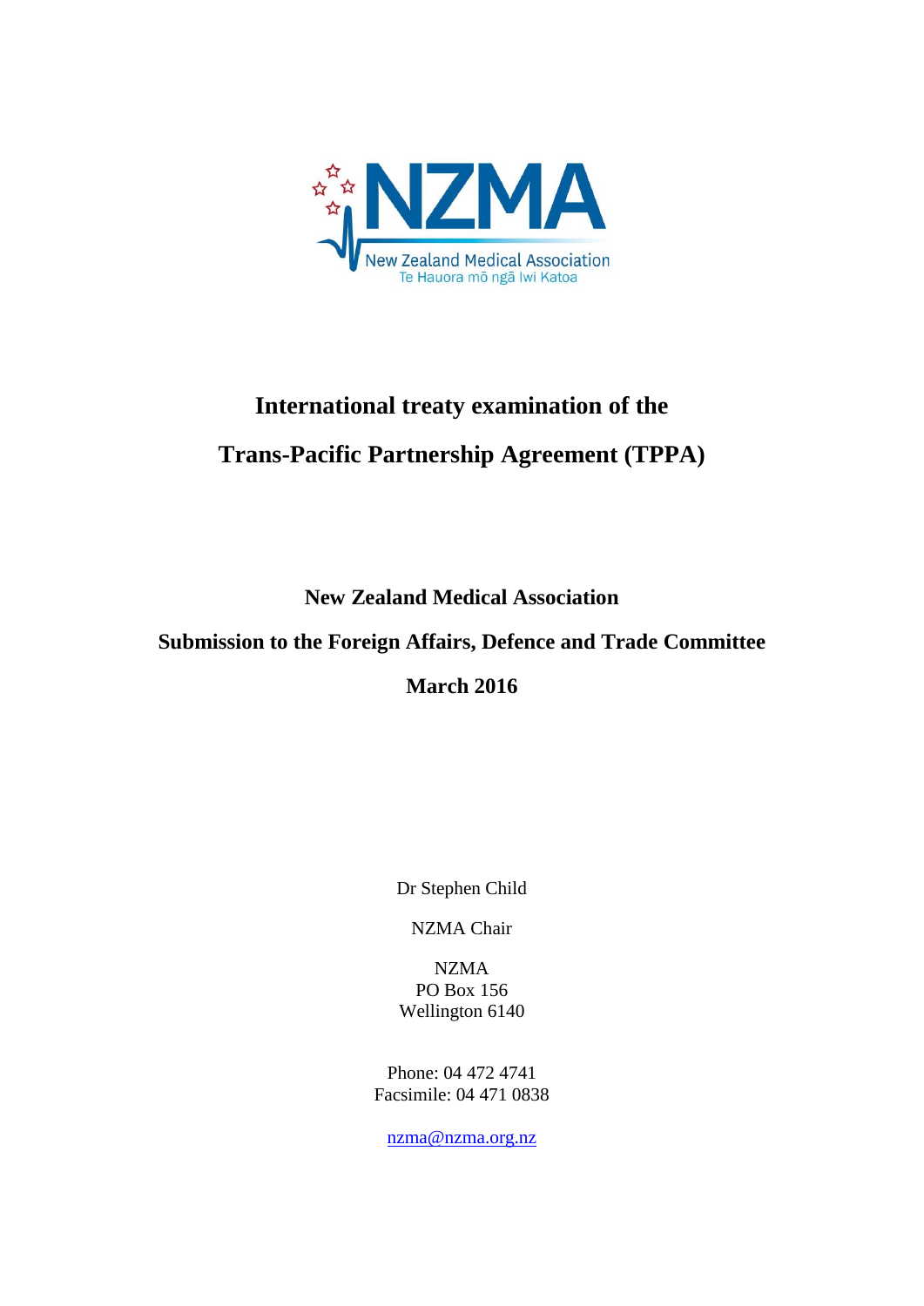NZMA

New Zealand Medical Association

Te Hauora mō ngā Iwi Katoa

# International treaty examination of the Trans-Pacific Partnership Agreement (TPPA)

**New Zealand Medical Association**

**Submission to the Foreign Affairs, Defence and Trade Committee**

**March 2016**

Dr Stephen Child

NZMA Chair

NZMA
PO Box 156
Wellington 6140

Phone: 04 472 4741
Facsimile: 04 471 0838

nzma@nzma.org.nz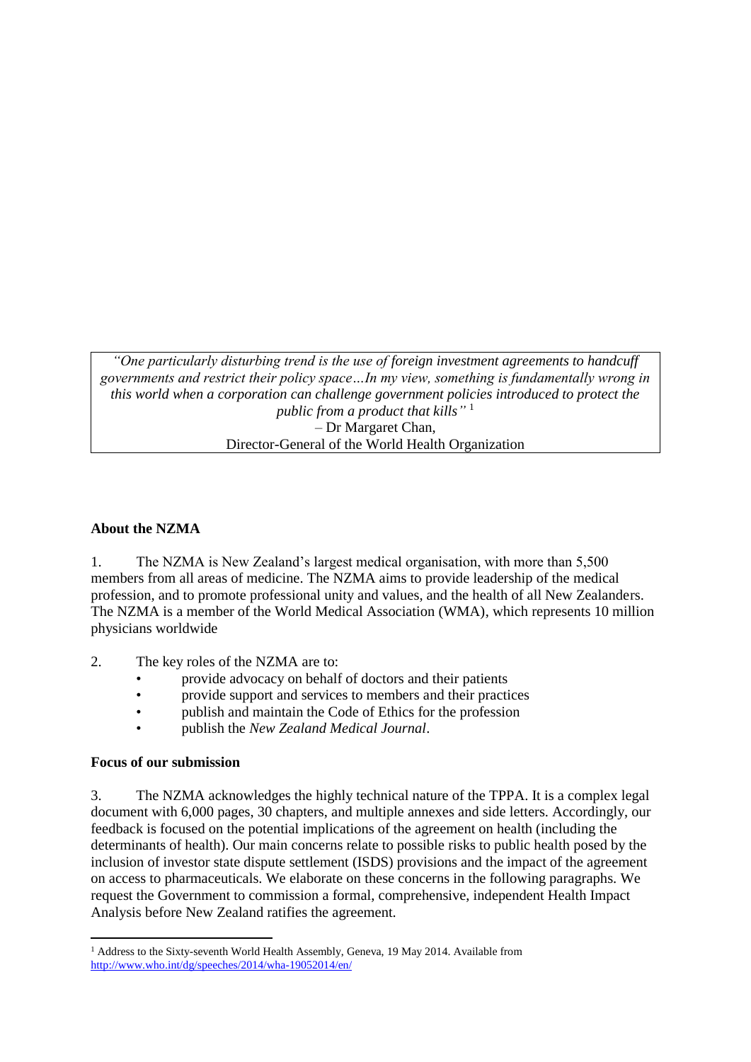> *"One particularly disturbing trend is the use of foreign investment agreements to handcuff governments and restrict their policy space…In my view, something is fundamentally wrong in this world when a corporation can challenge government policies introduced to protect the public from a product that kills"* [1]
> – Dr Margaret Chan,
> Director-General of the World Health Organization

**About the NZMA**

1. The NZMA is New Zealand's largest medical organisation, with more than 5,500 members from all areas of medicine. The NZMA aims to provide leadership of the medical profession, and to promote professional unity and values, and the health of all New Zealanders. The NZMA is a member of the World Medical Association (WMA), which represents 10 million physicians worldwide

2. The key roles of the NZMA are to:
   - provide advocacy on behalf of doctors and their patients
   - provide support and services to members and their practices
   - publish and maintain the Code of Ethics for the profession
   - publish the *New Zealand Medical Journal*.

**Focus of our submission**

3. The NZMA acknowledges the highly technical nature of the TPPA. It is a complex legal document with 6,000 pages, 30 chapters, and multiple annexes and side letters. Accordingly, our feedback is focused on the potential implications of the agreement on health (including the determinants of health). Our main concerns relate to possible risks to public health posed by the inclusion of investor state dispute settlement (ISDS) provisions and the impact of the agreement on access to pharmaceuticals. We elaborate on these concerns in the following paragraphs. We request the Government to commission a formal, comprehensive, independent Health Impact Analysis before New Zealand ratifies the agreement.

[1] Address to the Sixty-seventh World Health Assembly, Geneva, 19 May 2014. Available from http://www.who.int/dg/speeches/2014/wha-19052014/en/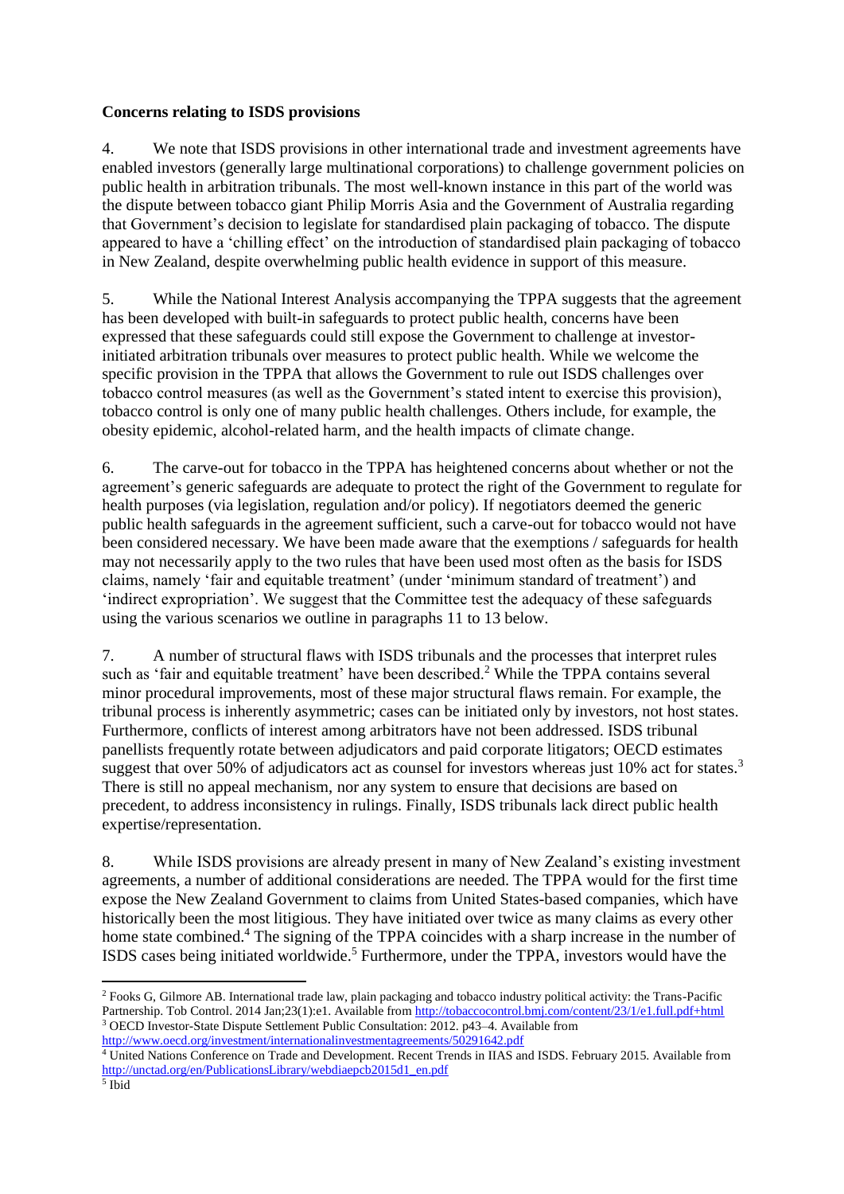**Concerns relating to ISDS provisions**

4. We note that ISDS provisions in other international trade and investment agreements have enabled investors (generally large multinational corporations) to challenge government policies on public health in arbitration tribunals. The most well-known instance in this part of the world was the dispute between tobacco giant Philip Morris Asia and the Government of Australia regarding that Government's decision to legislate for standardised plain packaging of tobacco. The dispute appeared to have a 'chilling effect' on the introduction of standardised plain packaging of tobacco in New Zealand, despite overwhelming public health evidence in support of this measure.

5. While the National Interest Analysis accompanying the TPPA suggests that the agreement has been developed with built-in safeguards to protect public health, concerns have been expressed that these safeguards could still expose the Government to challenge at investor-initiated arbitration tribunals over measures to protect public health. While we welcome the specific provision in the TPPA that allows the Government to rule out ISDS challenges over tobacco control measures (as well as the Government's stated intent to exercise this provision), tobacco control is only one of many public health challenges. Others include, for example, the obesity epidemic, alcohol-related harm, and the health impacts of climate change.

6. The carve-out for tobacco in the TPPA has heightened concerns about whether or not the agreement's generic safeguards are adequate to protect the right of the Government to regulate for health purposes (via legislation, regulation and/or policy). If negotiators deemed the generic public health safeguards in the agreement sufficient, such a carve-out for tobacco would not have been considered necessary. We have been made aware that the exemptions / safeguards for health may not necessarily apply to the two rules that have been used most often as the basis for ISDS claims, namely 'fair and equitable treatment' (under 'minimum standard of treatment') and 'indirect expropriation'. We suggest that the Committee test the adequacy of these safeguards using the various scenarios we outline in paragraphs 11 to 13 below.

7. A number of structural flaws with ISDS tribunals and the processes that interpret rules such as 'fair and equitable treatment' have been described.[2] While the TPPA contains several minor procedural improvements, most of these major structural flaws remain. For example, the tribunal process is inherently asymmetric; cases can be initiated only by investors, not host states. Furthermore, conflicts of interest among arbitrators have not been addressed. ISDS tribunal panellists frequently rotate between adjudicators and paid corporate litigators; OECD estimates suggest that over 50% of adjudicators act as counsel for investors whereas just 10% act for states.[3] There is still no appeal mechanism, nor any system to ensure that decisions are based on precedent, to address inconsistency in rulings. Finally, ISDS tribunals lack direct public health expertise/representation.

8. While ISDS provisions are already present in many of New Zealand's existing investment agreements, a number of additional considerations are needed. The TPPA would for the first time expose the New Zealand Government to claims from United States-based companies, which have historically been the most litigious. They have initiated over twice as many claims as every other home state combined.[4] The signing of the TPPA coincides with a sharp increase in the number of ISDS cases being initiated worldwide.[5] Furthermore, under the TPPA, investors would have the

---

[2] Fooks G, Gilmore AB. International trade law, plain packaging and tobacco industry political activity: the Trans-Pacific Partnership. Tob Control. 2014 Jan;23(1):e1. Available from http://tobaccocontrol.bmj.com/content/23/1/e1.full.pdf+html

[3] OECD Investor-State Dispute Settlement Public Consultation: 2012. p43–4. Available from http://www.oecd.org/investment/internationalinvestmentagreements/50291642.pdf

[4] United Nations Conference on Trade and Development. Recent Trends in IIAS and ISDS. February 2015. Available from http://unctad.org/en/PublicationsLibrary/webdiaepcb2015d1_en.pdf

[5] Ibid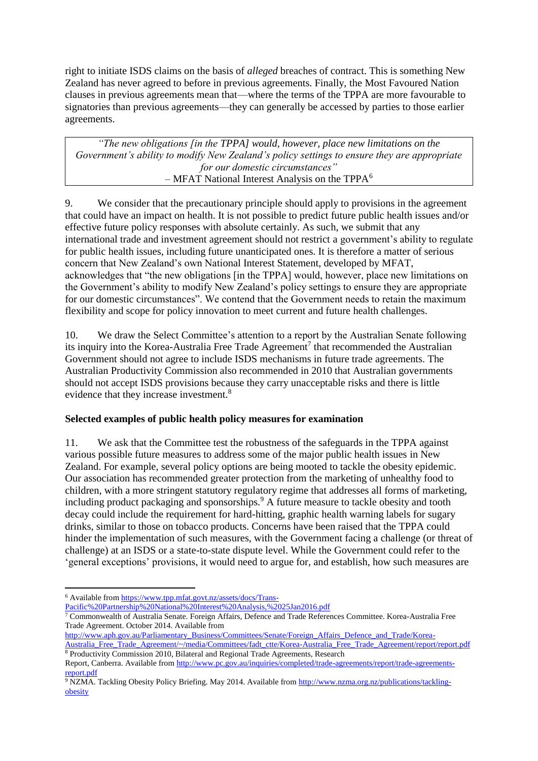right to initiate ISDS claims on the basis of *alleged* breaches of contract. This is something New Zealand has never agreed to before in previous agreements. Finally, the Most Favoured Nation clauses in previous agreements mean that—where the terms of the TPPA are more favourable to signatories than previous agreements—they can generally be accessed by parties to those earlier agreements.

> *"The new obligations [in the TPPA] would, however, place new limitations on the Government's ability to modify New Zealand's policy settings to ensure they are appropriate for our domestic circumstances"*
> – MFAT National Interest Analysis on the TPPA[6]

9. We consider that the precautionary principle should apply to provisions in the agreement that could have an impact on health. It is not possible to predict future public health issues and/or effective future policy responses with absolute certainly. As such, we submit that any international trade and investment agreement should not restrict a government's ability to regulate for public health issues, including future unanticipated ones. It is therefore a matter of serious concern that New Zealand's own National Interest Statement, developed by MFAT, acknowledges that "the new obligations [in the TPPA] would, however, place new limitations on the Government's ability to modify New Zealand's policy settings to ensure they are appropriate for our domestic circumstances". We contend that the Government needs to retain the maximum flexibility and scope for policy innovation to meet current and future health challenges.

10. We draw the Select Committee's attention to a report by the Australian Senate following its inquiry into the Korea-Australia Free Trade Agreement[7] that recommended the Australian Government should not agree to include ISDS mechanisms in future trade agreements. The Australian Productivity Commission also recommended in 2010 that Australian governments should not accept ISDS provisions because they carry unacceptable risks and there is little evidence that they increase investment.[8]

**Selected examples of public health policy measures for examination**

11. We ask that the Committee test the robustness of the safeguards in the TPPA against various possible future measures to address some of the major public health issues in New Zealand. For example, several policy options are being mooted to tackle the obesity epidemic. Our association has recommended greater protection from the marketing of unhealthy food to children, with a more stringent statutory regulatory regime that addresses all forms of marketing, including product packaging and sponsorships.[9] A future measure to tackle obesity and tooth decay could include the requirement for hard-hitting, graphic health warning labels for sugary drinks, similar to those on tobacco products. Concerns have been raised that the TPPA could hinder the implementation of such measures, with the Government facing a challenge (or threat of challenge) at an ISDS or a state-to-state dispute level. While the Government could refer to the 'general exceptions' provisions, it would need to argue for, and establish, how such measures are

---

[6] Available from https://www.tpp.mfat.govt.nz/assets/docs/Trans-Pacific%20Partnership%20National%20Interest%20Analysis,%2025Jan2016.pdf

[7] Commonwealth of Australia Senate. Foreign Affairs, Defence and Trade References Committee. Korea-Australia Free Trade Agreement. October 2014. Available from http://www.aph.gov.au/Parliamentary_Business/Committees/Senate/Foreign_Affairs_Defence_and_Trade/Korea-Australia_Free_Trade_Agreement/~/media/Committees/fadt_ctte/Korea-Australia_Free_Trade_Agreement/report/report.pdf

[8] Productivity Commission 2010, Bilateral and Regional Trade Agreements, Research Report, Canberra. Available from http://www.pc.gov.au/inquiries/completed/trade-agreements/report/trade-agreements-report.pdf

[9] NZMA. Tackling Obesity Policy Briefing. May 2014. Available from http://www.nzma.org.nz/publications/tackling-obesity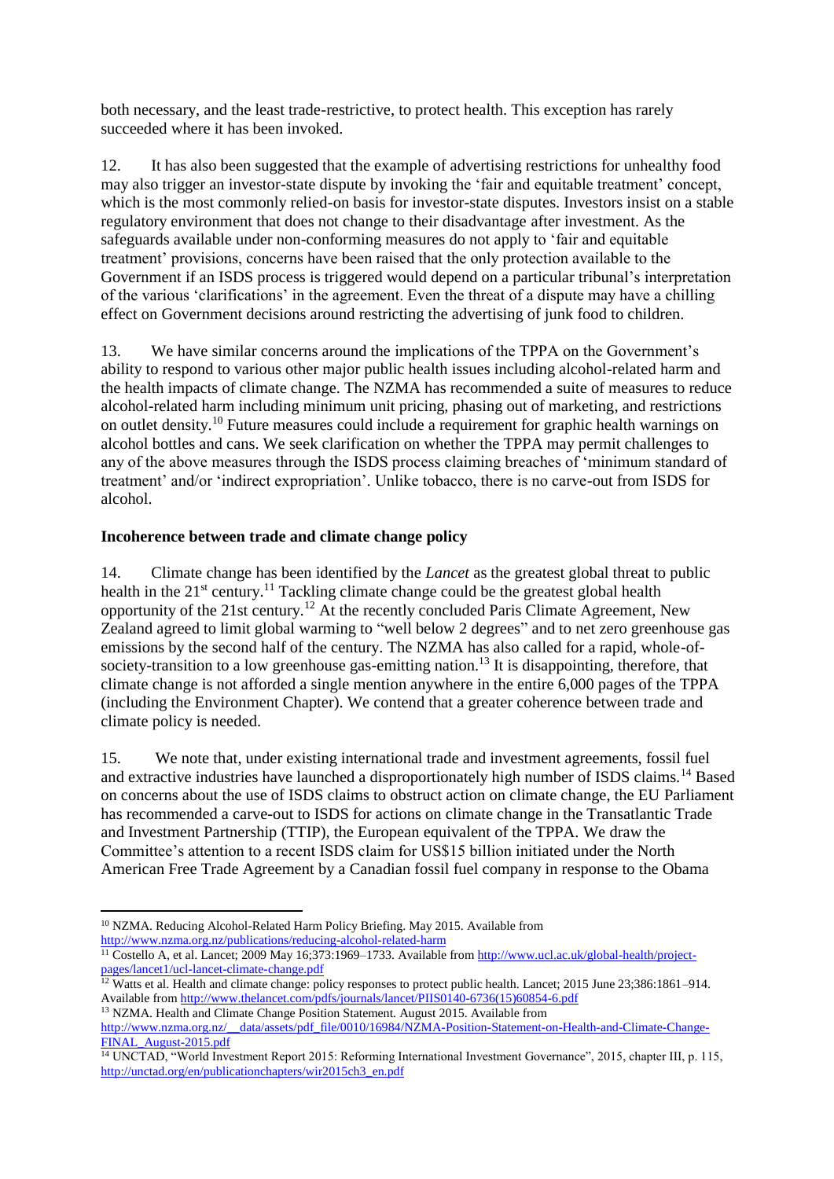both necessary, and the least trade-restrictive, to protect health. This exception has rarely succeeded where it has been invoked.

12. It has also been suggested that the example of advertising restrictions for unhealthy food may also trigger an investor-state dispute by invoking the 'fair and equitable treatment' concept, which is the most commonly relied-on basis for investor-state disputes. Investors insist on a stable regulatory environment that does not change to their disadvantage after investment. As the safeguards available under non-conforming measures do not apply to 'fair and equitable treatment' provisions, concerns have been raised that the only protection available to the Government if an ISDS process is triggered would depend on a particular tribunal's interpretation of the various 'clarifications' in the agreement. Even the threat of a dispute may have a chilling effect on Government decisions around restricting the advertising of junk food to children.

13. We have similar concerns around the implications of the TPPA on the Government's ability to respond to various other major public health issues including alcohol-related harm and the health impacts of climate change. The NZMA has recommended a suite of measures to reduce alcohol-related harm including minimum unit pricing, phasing out of marketing, and restrictions on outlet density.[10] Future measures could include a requirement for graphic health warnings on alcohol bottles and cans. We seek clarification on whether the TPPA may permit challenges to any of the above measures through the ISDS process claiming breaches of 'minimum standard of treatment' and/or 'indirect expropriation'. Unlike tobacco, there is no carve-out from ISDS for alcohol.

**Incoherence between trade and climate change policy**

14. Climate change has been identified by the *Lancet* as the greatest global threat to public health in the 21st century.[11] Tackling climate change could be the greatest global health opportunity of the 21st century.[12] At the recently concluded Paris Climate Agreement, New Zealand agreed to limit global warming to "well below 2 degrees" and to net zero greenhouse gas emissions by the second half of the century. The NZMA has also called for a rapid, whole-of-society-transition to a low greenhouse gas-emitting nation.[13] It is disappointing, therefore, that climate change is not afforded a single mention anywhere in the entire 6,000 pages of the TPPA (including the Environment Chapter). We contend that a greater coherence between trade and climate policy is needed.

15. We note that, under existing international trade and investment agreements, fossil fuel and extractive industries have launched a disproportionately high number of ISDS claims.[14] Based on concerns about the use of ISDS claims to obstruct action on climate change, the EU Parliament has recommended a carve-out to ISDS for actions on climate change in the Transatlantic Trade and Investment Partnership (TTIP), the European equivalent of the TPPA. We draw the Committee's attention to a recent ISDS claim for US$15 billion initiated under the North American Free Trade Agreement by a Canadian fossil fuel company in response to the Obama

---

[10] NZMA. Reducing Alcohol-Related Harm Policy Briefing. May 2015. Available from http://www.nzma.org.nz/publications/reducing-alcohol-related-harm

[11] Costello A, et al. Lancet; 2009 May 16;373:1969–1733. Available from http://www.ucl.ac.uk/global-health/project-pages/lancet1/ucl-lancet-climate-change.pdf

[12] Watts et al. Health and climate change: policy responses to protect public health. Lancet; 2015 June 23;386:1861–914. Available from http://www.thelancet.com/pdfs/journals/lancet/PIIS0140-6736(15)60854-6.pdf

[13] NZMA. Health and Climate Change Position Statement. August 2015. Available from http://www.nzma.org.nz/__data/assets/pdf_file/0010/16984/NZMA-Position-Statement-on-Health-and-Climate-Change-FINAL_August-2015.pdf

[14] UNCTAD, "World Investment Report 2015: Reforming International Investment Governance", 2015, chapter III, p. 115, http://unctad.org/en/publicationchapters/wir2015ch3_en.pdf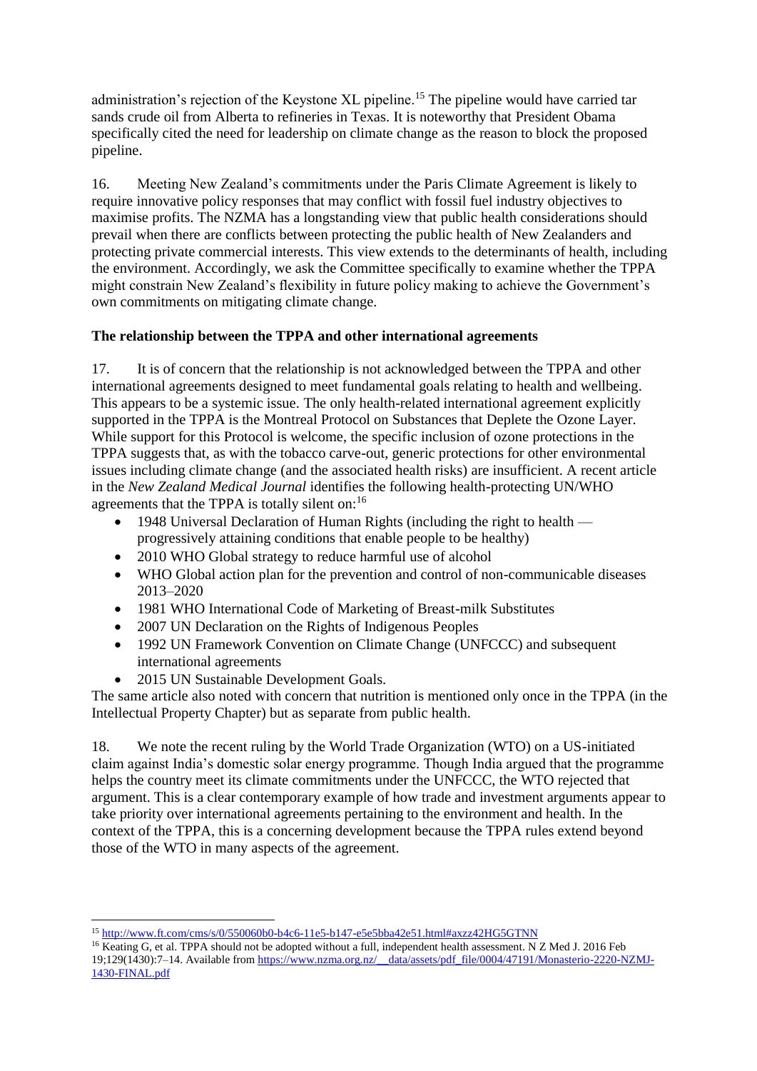administration's rejection of the Keystone XL pipeline.[15] The pipeline would have carried tar sands crude oil from Alberta to refineries in Texas. It is noteworthy that President Obama specifically cited the need for leadership on climate change as the reason to block the proposed pipeline.

16. Meeting New Zealand's commitments under the Paris Climate Agreement is likely to require innovative policy responses that may conflict with fossil fuel industry objectives to maximise profits. The NZMA has a longstanding view that public health considerations should prevail when there are conflicts between protecting the public health of New Zealanders and protecting private commercial interests. This view extends to the determinants of health, including the environment. Accordingly, we ask the Committee specifically to examine whether the TPPA might constrain New Zealand's flexibility in future policy making to achieve the Government's own commitments on mitigating climate change.

**The relationship between the TPPA and other international agreements**

17. It is of concern that the relationship is not acknowledged between the TPPA and other international agreements designed to meet fundamental goals relating to health and wellbeing. This appears to be a systemic issue. The only health-related international agreement explicitly supported in the TPPA is the Montreal Protocol on Substances that Deplete the Ozone Layer. While support for this Protocol is welcome, the specific inclusion of ozone protections in the TPPA suggests that, as with the tobacco carve-out, generic protections for other environmental issues including climate change (and the associated health risks) are insufficient. A recent article in the *New Zealand Medical Journal* identifies the following health-protecting UN/WHO agreements that the TPPA is totally silent on:[16]

- 1948 Universal Declaration of Human Rights (including the right to health — progressively attaining conditions that enable people to be healthy)
- 2010 WHO Global strategy to reduce harmful use of alcohol
- WHO Global action plan for the prevention and control of non-communicable diseases 2013–2020
- 1981 WHO International Code of Marketing of Breast-milk Substitutes
- 2007 UN Declaration on the Rights of Indigenous Peoples
- 1992 UN Framework Convention on Climate Change (UNFCCC) and subsequent international agreements
- 2015 UN Sustainable Development Goals.

The same article also noted with concern that nutrition is mentioned only once in the TPPA (in the Intellectual Property Chapter) but as separate from public health.

18. We note the recent ruling by the World Trade Organization (WTO) on a US-initiated claim against India's domestic solar energy programme. Though India argued that the programme helps the country meet its climate commitments under the UNFCCC, the WTO rejected that argument. This is a clear contemporary example of how trade and investment arguments appear to take priority over international agreements pertaining to the environment and health. In the context of the TPPA, this is a concerning development because the TPPA rules extend beyond those of the WTO in many aspects of the agreement.

---

[15] http://www.ft.com/cms/s/0/550060b0-b4c6-11e5-b147-e5e5bba42e51.html#axzz42HG5GTNN

[16] Keating G, et al. TPPA should not be adopted without a full, independent health assessment. N Z Med J. 2016 Feb 19;129(1430):7–14. Available from https://www.nzma.org.nz/__data/assets/pdf_file/0004/47191/Monasterio-2220-NZMJ-1430-FINAL.pdf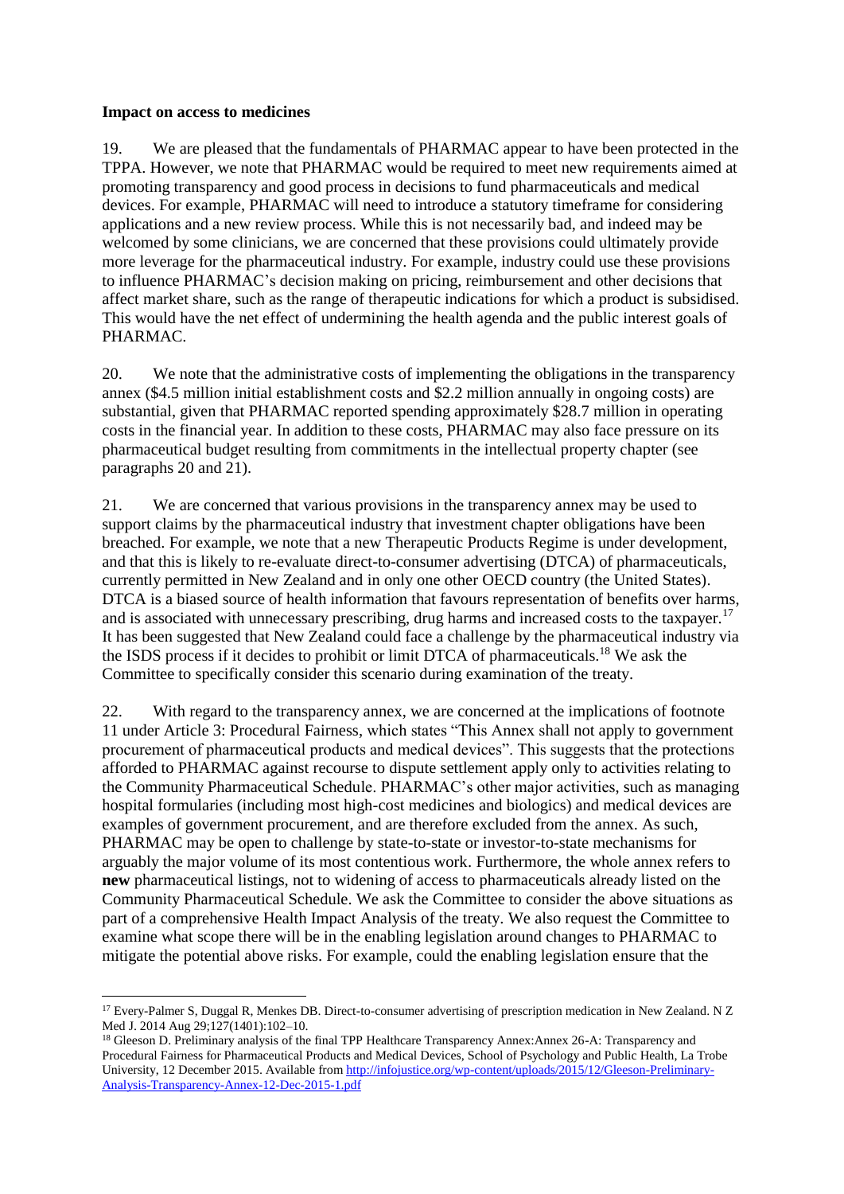**Impact on access to medicines**

19. We are pleased that the fundamentals of PHARMAC appear to have been protected in the TPPA. However, we note that PHARMAC would be required to meet new requirements aimed at promoting transparency and good process in decisions to fund pharmaceuticals and medical devices. For example, PHARMAC will need to introduce a statutory timeframe for considering applications and a new review process. While this is not necessarily bad, and indeed may be welcomed by some clinicians, we are concerned that these provisions could ultimately provide more leverage for the pharmaceutical industry. For example, industry could use these provisions to influence PHARMAC's decision making on pricing, reimbursement and other decisions that affect market share, such as the range of therapeutic indications for which a product is subsidised. This would have the net effect of undermining the health agenda and the public interest goals of PHARMAC.

20. We note that the administrative costs of implementing the obligations in the transparency annex ($4.5 million initial establishment costs and $2.2 million annually in ongoing costs) are substantial, given that PHARMAC reported spending approximately $28.7 million in operating costs in the financial year. In addition to these costs, PHARMAC may also face pressure on its pharmaceutical budget resulting from commitments in the intellectual property chapter (see paragraphs 20 and 21).

21. We are concerned that various provisions in the transparency annex may be used to support claims by the pharmaceutical industry that investment chapter obligations have been breached. For example, we note that a new Therapeutic Products Regime is under development, and that this is likely to re-evaluate direct-to-consumer advertising (DTCA) of pharmaceuticals, currently permitted in New Zealand and in only one other OECD country (the United States). DTCA is a biased source of health information that favours representation of benefits over harms, and is associated with unnecessary prescribing, drug harms and increased costs to the taxpayer.[17] It has been suggested that New Zealand could face a challenge by the pharmaceutical industry via the ISDS process if it decides to prohibit or limit DTCA of pharmaceuticals.[18] We ask the Committee to specifically consider this scenario during examination of the treaty.

22. With regard to the transparency annex, we are concerned at the implications of footnote 11 under Article 3: Procedural Fairness, which states "This Annex shall not apply to government procurement of pharmaceutical products and medical devices". This suggests that the protections afforded to PHARMAC against recourse to dispute settlement apply only to activities relating to the Community Pharmaceutical Schedule. PHARMAC's other major activities, such as managing hospital formularies (including most high-cost medicines and biologics) and medical devices are examples of government procurement, and are therefore excluded from the annex. As such, PHARMAC may be open to challenge by state-to-state or investor-to-state mechanisms for arguably the major volume of its most contentious work. Furthermore, the whole annex refers to **new** pharmaceutical listings, not to widening of access to pharmaceuticals already listed on the Community Pharmaceutical Schedule. We ask the Committee to consider the above situations as part of a comprehensive Health Impact Analysis of the treaty. We also request the Committee to examine what scope there will be in the enabling legislation around changes to PHARMAC to mitigate the potential above risks. For example, could the enabling legislation ensure that the

---

[17] Every-Palmer S, Duggal R, Menkes DB. Direct-to-consumer advertising of prescription medication in New Zealand. N Z Med J. 2014 Aug 29;127(1401):102–10.

[18] Gleeson D. Preliminary analysis of the final TPP Healthcare Transparency Annex:Annex 26-A: Transparency and Procedural Fairness for Pharmaceutical Products and Medical Devices, School of Psychology and Public Health, La Trobe University, 12 December 2015. Available from http://infojustice.org/wp-content/uploads/2015/12/Gleeson-Preliminary-Analysis-Transparency-Annex-12-Dec-2015-1.pdf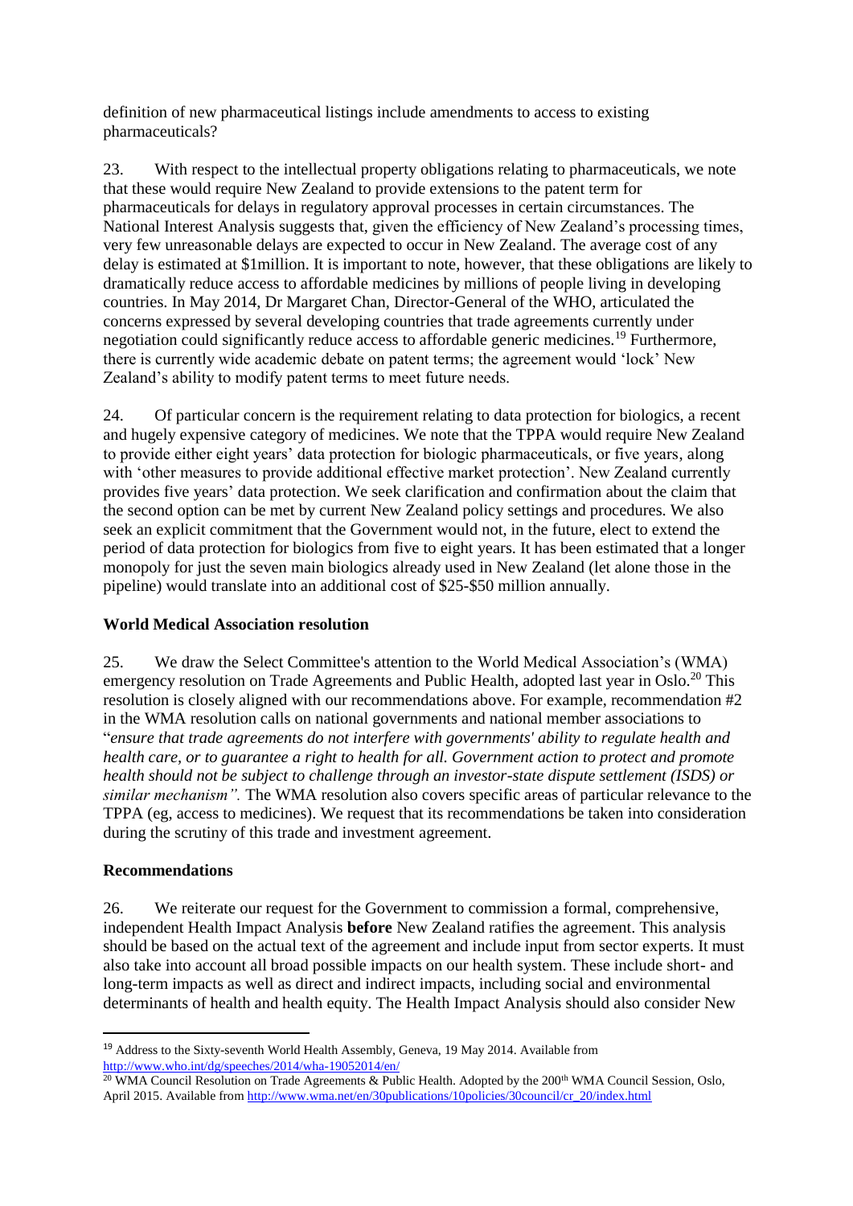definition of new pharmaceutical listings include amendments to access to existing pharmaceuticals?

23. With respect to the intellectual property obligations relating to pharmaceuticals, we note that these would require New Zealand to provide extensions to the patent term for pharmaceuticals for delays in regulatory approval processes in certain circumstances. The National Interest Analysis suggests that, given the efficiency of New Zealand's processing times, very few unreasonable delays are expected to occur in New Zealand. The average cost of any delay is estimated at $1million. It is important to note, however, that these obligations are likely to dramatically reduce access to affordable medicines by millions of people living in developing countries. In May 2014, Dr Margaret Chan, Director-General of the WHO, articulated the concerns expressed by several developing countries that trade agreements currently under negotiation could significantly reduce access to affordable generic medicines.[19] Furthermore, there is currently wide academic debate on patent terms; the agreement would 'lock' New Zealand's ability to modify patent terms to meet future needs.

24. Of particular concern is the requirement relating to data protection for biologics, a recent and hugely expensive category of medicines. We note that the TPPA would require New Zealand to provide either eight years' data protection for biologic pharmaceuticals, or five years, along with 'other measures to provide additional effective market protection'. New Zealand currently provides five years' data protection. We seek clarification and confirmation about the claim that the second option can be met by current New Zealand policy settings and procedures. We also seek an explicit commitment that the Government would not, in the future, elect to extend the period of data protection for biologics from five to eight years. It has been estimated that a longer monopoly for just the seven main biologics already used in New Zealand (let alone those in the pipeline) would translate into an additional cost of $25-$50 million annually.

**World Medical Association resolution**

25. We draw the Select Committee's attention to the World Medical Association's (WMA) emergency resolution on Trade Agreements and Public Health, adopted last year in Oslo.[20] This resolution is closely aligned with our recommendations above. For example, recommendation #2 in the WMA resolution calls on national governments and national member associations to "*ensure that trade agreements do not interfere with governments' ability to regulate health and health care, or to guarantee a right to health for all. Government action to protect and promote health should not be subject to challenge through an investor-state dispute settlement (ISDS) or similar mechanism".* The WMA resolution also covers specific areas of particular relevance to the TPPA (eg, access to medicines). We request that its recommendations be taken into consideration during the scrutiny of this trade and investment agreement.

**Recommendations**

26. We reiterate our request for the Government to commission a formal, comprehensive, independent Health Impact Analysis **before** New Zealand ratifies the agreement. This analysis should be based on the actual text of the agreement and include input from sector experts. It must also take into account all broad possible impacts on our health system. These include short- and long-term impacts as well as direct and indirect impacts, including social and environmental determinants of health and health equity. The Health Impact Analysis should also consider New

---

[19] Address to the Sixty-seventh World Health Assembly, Geneva, 19 May 2014. Available from http://www.who.int/dg/speeches/2014/wha-19052014/en/

[20] WMA Council Resolution on Trade Agreements & Public Health. Adopted by the 200th WMA Council Session, Oslo, April 2015. Available from http://www.wma.net/en/30publications/10policies/30council/cr_20/index.html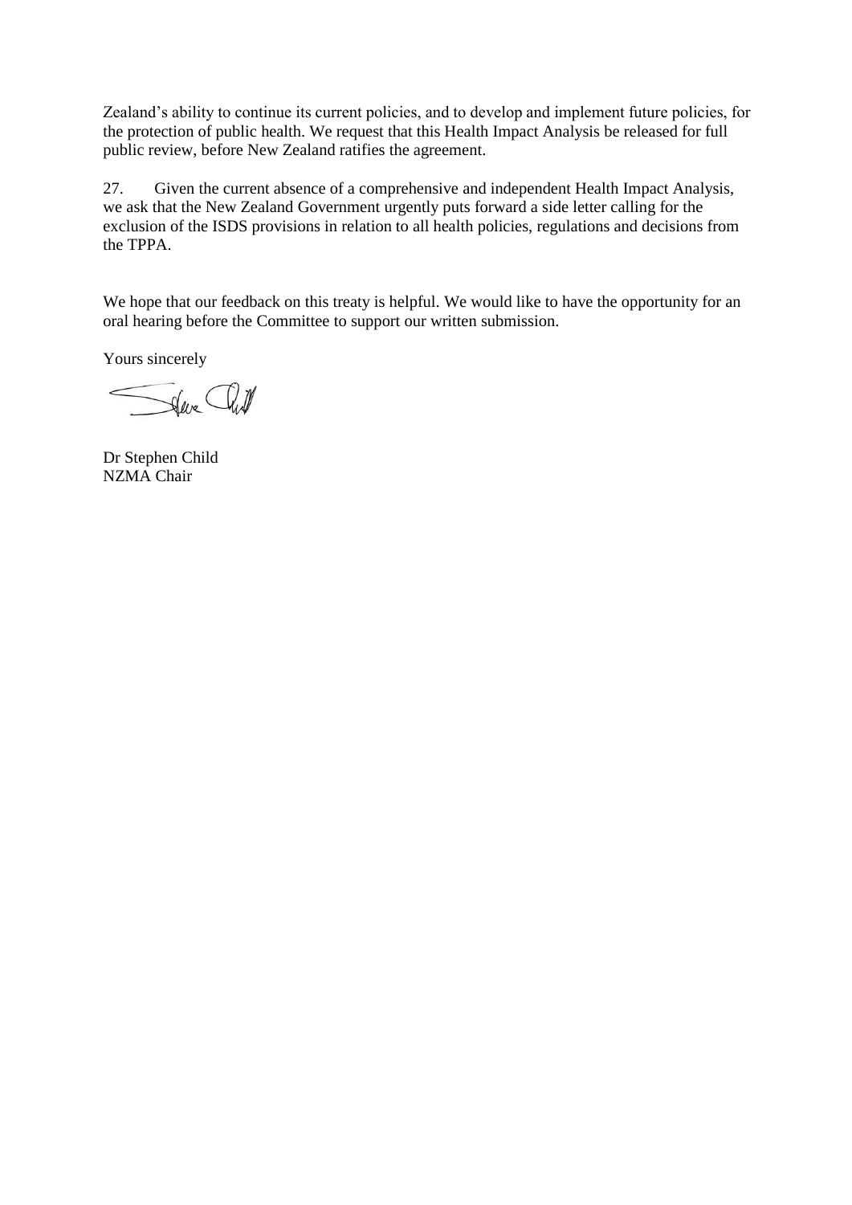Zealand's ability to continue its current policies, and to develop and implement future policies, for the protection of public health. We request that this Health Impact Analysis be released for full public review, before New Zealand ratifies the agreement.

27. Given the current absence of a comprehensive and independent Health Impact Analysis, we ask that the New Zealand Government urgently puts forward a side letter calling for the exclusion of the ISDS provisions in relation to all health policies, regulations and decisions from the TPPA.

We hope that our feedback on this treaty is helpful. We would like to have the opportunity for an oral hearing before the Committee to support our written submission.

Yours sincerely

Dr Stephen Child
NZMA Chair